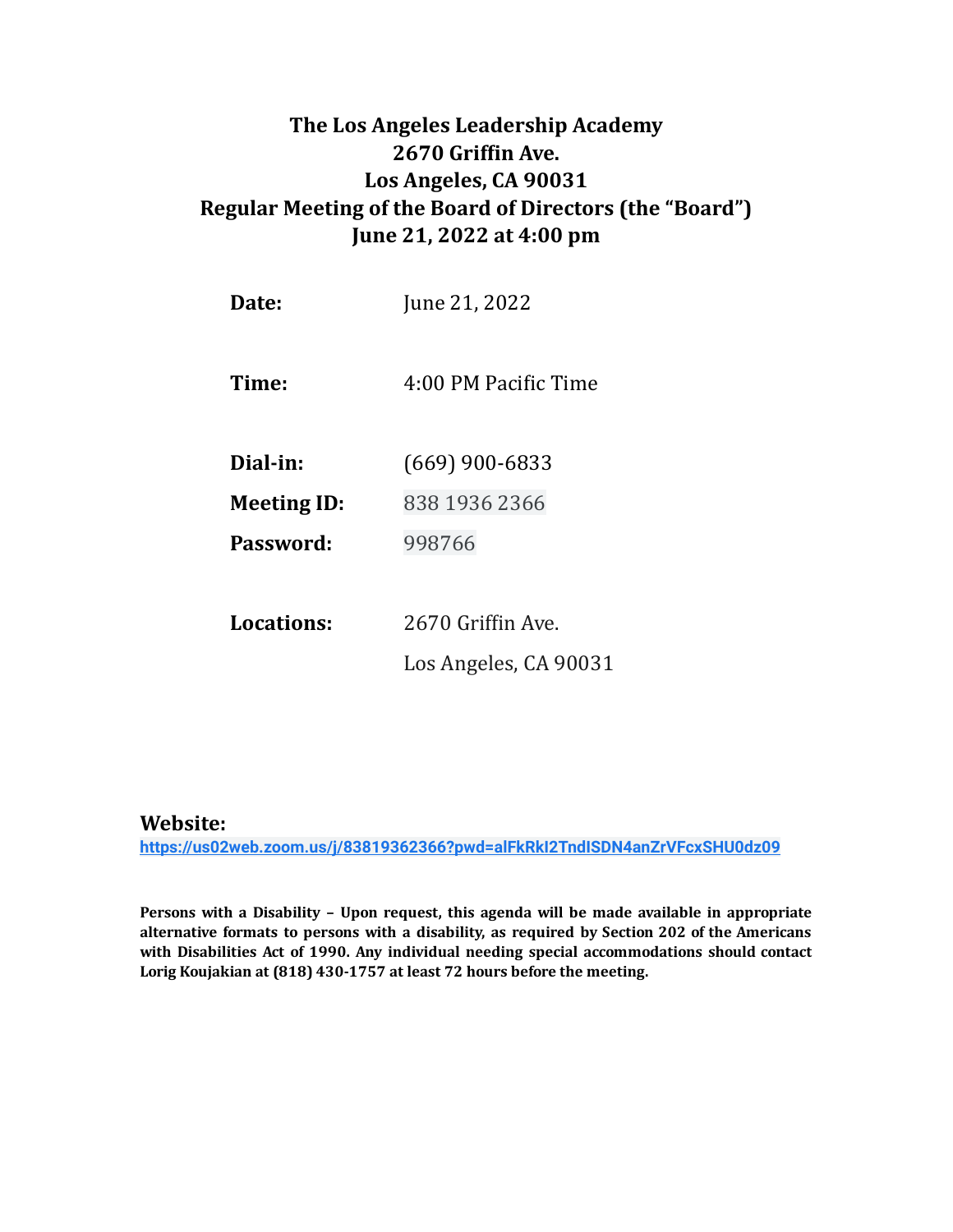# The Los Angeles Leadership Academy
# 2670 Griffin Ave.
# Los Angeles, CA 90031
# Regular Meeting of the Board of Directors (the "Board")
# June 21, 2022 at 4:00 pm

| | |
|---|---|
| **Date:** | June 21, 2022 |
| **Time:** | 4:00 PM Pacific Time |
| **Dial-in:** | (669) 900-6833 |
| **Meeting ID:** | 838 1936 2366 |
| **Password:** | 998766 |
| **Locations:** | 2670 Griffin Ave.<br>Los Angeles, CA 90031 |

**Website:**
https://us02web.zoom.us/j/83819362366?pwd=alFkRkI2TndISDN4anZrVFcxSHU0dz09

**Persons with a Disability – Upon request, this agenda will be made available in appropriate alternative formats to persons with a disability, as required by Section 202 of the Americans with Disabilities Act of 1990. Any individual needing special accommodations should contact Lorig Koujakian at (818) 430-1757 at least 72 hours before the meeting.**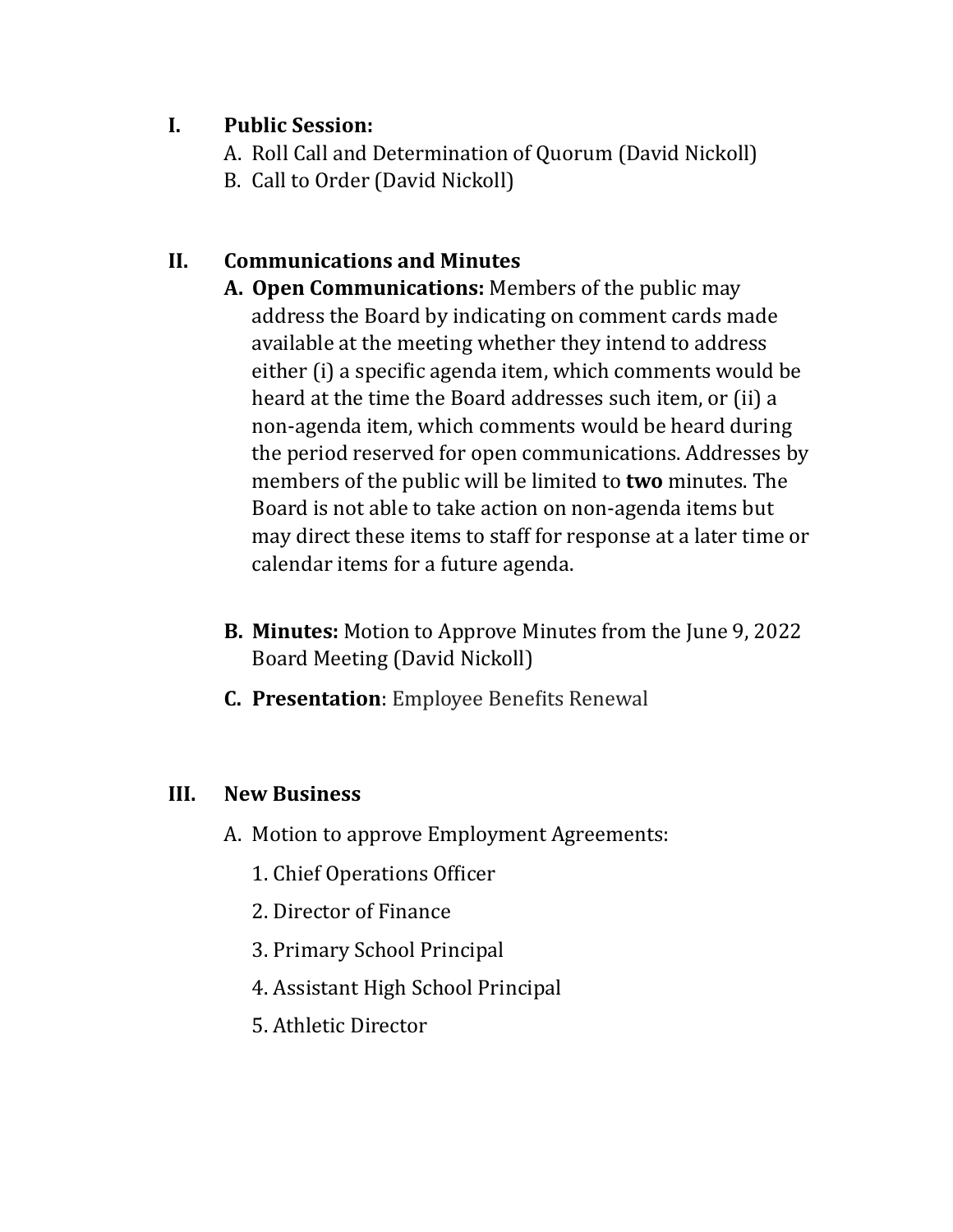## I. Public Session:

A. Roll Call and Determination of Quorum (David Nickoll)

B. Call to Order (David Nickoll)

## II. Communications and Minutes

**A. Open Communications:** Members of the public may address the Board by indicating on comment cards made available at the meeting whether they intend to address either (i) a specific agenda item, which comments would be heard at the time the Board addresses such item, or (ii) a non-agenda item, which comments would be heard during the period reserved for open communications. Addresses by members of the public will be limited to **two** minutes. The Board is not able to take action on non-agenda items but may direct these items to staff for response at a later time or calendar items for a future agenda.

**B. Minutes:** Motion to Approve Minutes from the June 9, 2022 Board Meeting (David Nickoll)

**C. Presentation**: Employee Benefits Renewal

## III. New Business

A. Motion to approve Employment Agreements:

1. Chief Operations Officer
2. Director of Finance
3. Primary School Principal
4. Assistant High School Principal
5. Athletic Director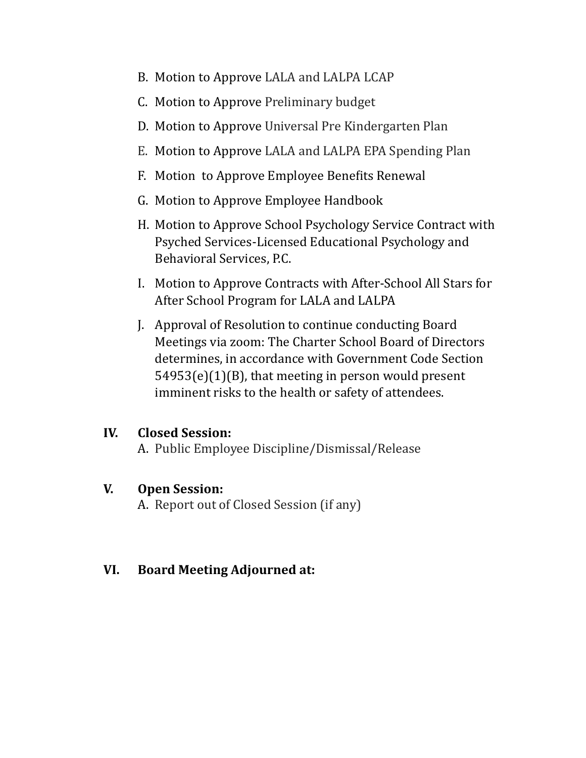B. Motion to Approve LALA and LALPA LCAP

C. Motion to Approve Preliminary budget

D. Motion to Approve Universal Pre Kindergarten Plan

E. Motion to Approve LALA and LALPA EPA Spending Plan

F. Motion to Approve Employee Benefits Renewal

G. Motion to Approve Employee Handbook

H. Motion to Approve School Psychology Service Contract with Psyched Services-Licensed Educational Psychology and Behavioral Services, P.C.

I. Motion to Approve Contracts with After-School All Stars for After School Program for LALA and LALPA

J. Approval of Resolution to continue conducting Board Meetings via zoom: The Charter School Board of Directors determines, in accordance with Government Code Section 54953(e)(1)(B), that meeting in person would present imminent risks to the health or safety of attendees.

**IV. Closed Session:**

A. Public Employee Discipline/Dismissal/Release

**V. Open Session:**

A. Report out of Closed Session (if any)

**VI. Board Meeting Adjourned at:**